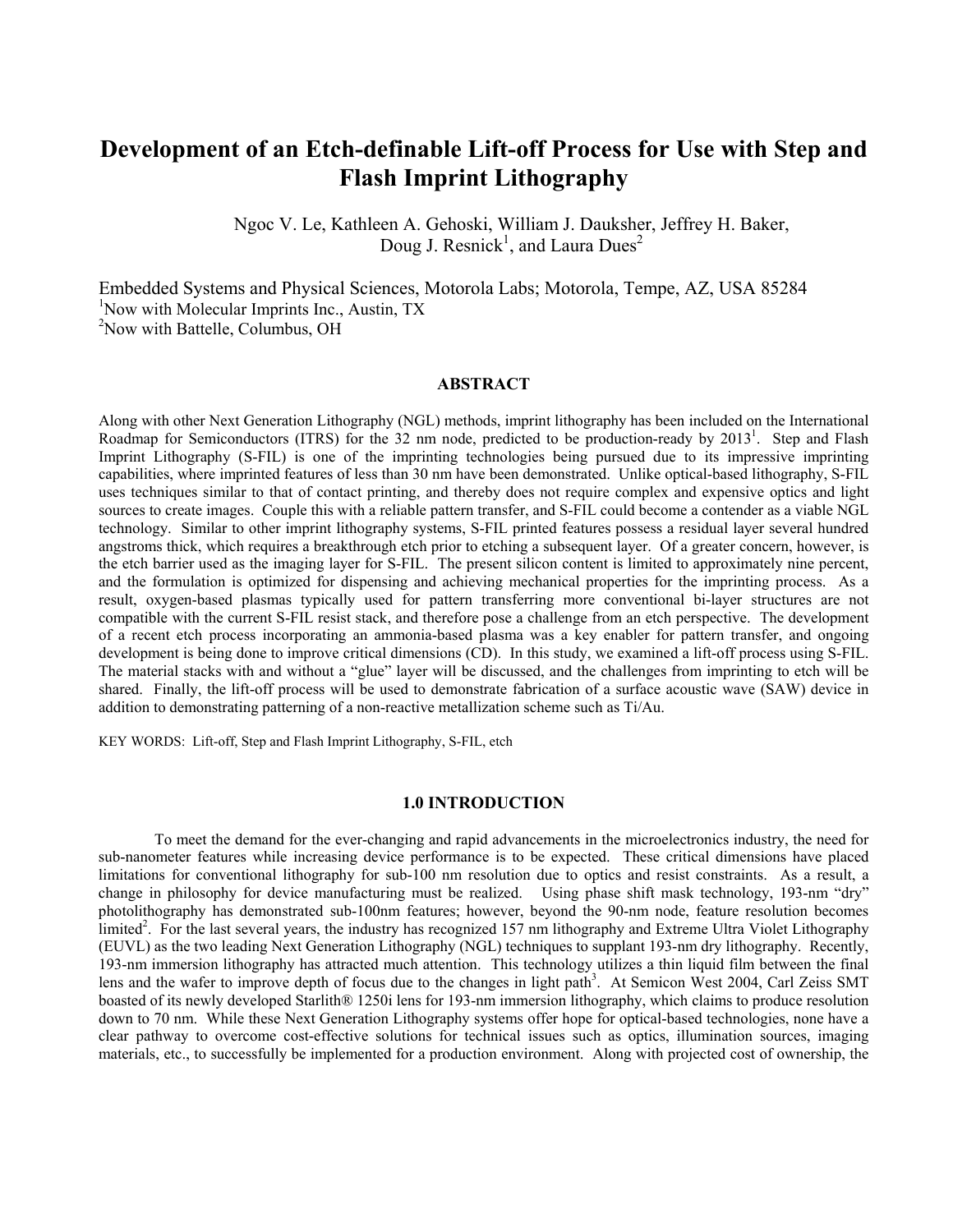# Development of an Etch-definable Lift-off Process for Use with Step and Flash Imprint Lithography

Ngoc V. Le, Kathleen A. Gehoski, William J. Dauksher, Jeffrey H. Baker, Doug J. Resnick[1], and Laura Dues[2]

Embedded Systems and Physical Sciences, Motorola Labs; Motorola, Tempe, AZ, USA 85284
[1]Now with Molecular Imprints Inc., Austin, TX
[2]Now with Battelle, Columbus, OH

## ABSTRACT

Along with other Next Generation Lithography (NGL) methods, imprint lithography has been included on the International Roadmap for Semiconductors (ITRS) for the 32 nm node, predicted to be production-ready by 2013[1]. Step and Flash Imprint Lithography (S-FIL) is one of the imprinting technologies being pursued due to its impressive imprinting capabilities, where imprinted features of less than 30 nm have been demonstrated. Unlike optical-based lithography, S-FIL uses techniques similar to that of contact printing, and thereby does not require complex and expensive optics and light sources to create images. Couple this with a reliable pattern transfer, and S-FIL could become a contender as a viable NGL technology. Similar to other imprint lithography systems, S-FIL printed features possess a residual layer several hundred angstroms thick, which requires a breakthrough etch prior to etching a subsequent layer. Of a greater concern, however, is the etch barrier used as the imaging layer for S-FIL. The present silicon content is limited to approximately nine percent, and the formulation is optimized for dispensing and achieving mechanical properties for the imprinting process. As a result, oxygen-based plasmas typically used for pattern transferring more conventional bi-layer structures are not compatible with the current S-FIL resist stack, and therefore pose a challenge from an etch perspective. The development of a recent etch process incorporating an ammonia-based plasma was a key enabler for pattern transfer, and ongoing development is being done to improve critical dimensions (CD). In this study, we examined a lift-off process using S-FIL. The material stacks with and without a "glue" layer will be discussed, and the challenges from imprinting to etch will be shared. Finally, the lift-off process will be used to demonstrate fabrication of a surface acoustic wave (SAW) device in addition to demonstrating patterning of a non-reactive metallization scheme such as Ti/Au.

KEY WORDS: Lift-off, Step and Flash Imprint Lithography, S-FIL, etch

## 1.0 INTRODUCTION

To meet the demand for the ever-changing and rapid advancements in the microelectronics industry, the need for sub-nanometer features while increasing device performance is to be expected. These critical dimensions have placed limitations for conventional lithography for sub-100 nm resolution due to optics and resist constraints. As a result, a change in philosophy for device manufacturing must be realized. Using phase shift mask technology, 193-nm "dry" photolithography has demonstrated sub-100nm features; however, beyond the 90-nm node, feature resolution becomes limited[2]. For the last several years, the industry has recognized 157 nm lithography and Extreme Ultra Violet Lithography (EUVL) as the two leading Next Generation Lithography (NGL) techniques to supplant 193-nm dry lithography. Recently, 193-nm immersion lithography has attracted much attention. This technology utilizes a thin liquid film between the final lens and the wafer to improve depth of focus due to the changes in light path[3]. At Semicon West 2004, Carl Zeiss SMT boasted of its newly developed Starlith® 1250i lens for 193-nm immersion lithography, which claims to produce resolution down to 70 nm. While these Next Generation Lithography systems offer hope for optical-based technologies, none have a clear pathway to overcome cost-effective solutions for technical issues such as optics, illumination sources, imaging materials, etc., to successfully be implemented for a production environment. Along with projected cost of ownership, the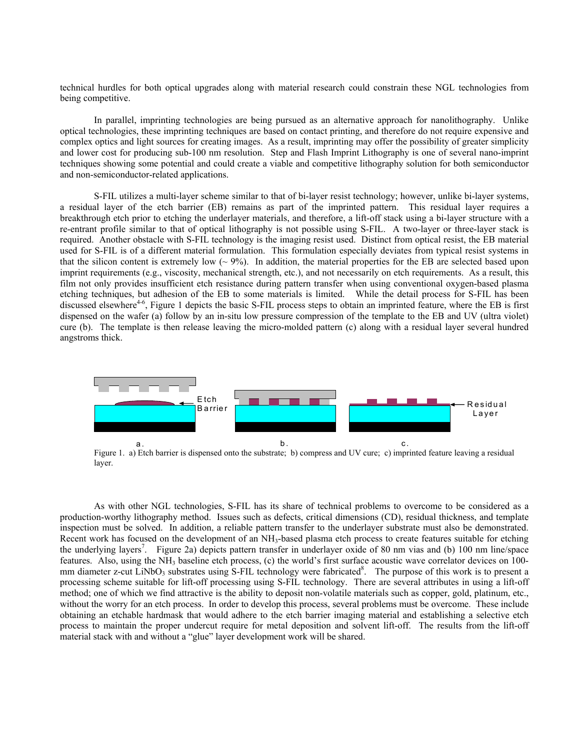technical hurdles for both optical upgrades along with material research could constrain these NGL technologies from being competitive.

In parallel, imprinting technologies are being pursued as an alternative approach for nanolithography. Unlike optical technologies, these imprinting techniques are based on contact printing, and therefore do not require expensive and complex optics and light sources for creating images. As a result, imprinting may offer the possibility of greater simplicity and lower cost for producing sub-100 nm resolution. Step and Flash Imprint Lithography is one of several nano-imprint techniques showing some potential and could create a viable and competitive lithography solution for both semiconductor and non-semiconductor-related applications.

S-FIL utilizes a multi-layer scheme similar to that of bi-layer resist technology; however, unlike bi-layer systems, a residual layer of the etch barrier (EB) remains as part of the imprinted pattern. This residual layer requires a breakthrough etch prior to etching the underlayer materials, and therefore, a lift-off stack using a bi-layer structure with a re-entrant profile similar to that of optical lithography is not possible using S-FIL. A two-layer or three-layer stack is required. Another obstacle with S-FIL technology is the imaging resist used. Distinct from optical resist, the EB material used for S-FIL is of a different material formulation. This formulation especially deviates from typical resist systems in that the silicon content is extremely low (~ 9%). In addition, the material properties for the EB are selected based upon imprint requirements (e.g., viscosity, mechanical strength, etc.), and not necessarily on etch requirements. As a result, this film not only provides insufficient etch resistance during pattern transfer when using conventional oxygen-based plasma etching techniques, but adhesion of the EB to some materials is limited. While the detail process for S-FIL has been discussed elsewhere[4-6], Figure 1 depicts the basic S-FIL process steps to obtain an imprinted feature, where the EB is first dispensed on the wafer (a) follow by an in-situ low pressure compression of the template to the EB and UV (ultra violet) cure (b). The template is then release leaving the micro-molded pattern (c) along with a residual layer several hundred angstroms thick.

Etch Barrier

Residual Layer

a. b. c.

Figure 1. a) Etch barrier is dispensed onto the substrate; b) compress and UV cure; c) imprinted feature leaving a residual layer.

As with other NGL technologies, S-FIL has its share of technical problems to overcome to be considered as a production-worthy lithography method. Issues such as defects, critical dimensions (CD), residual thickness, and template inspection must be solved. In addition, a reliable pattern transfer to the underlayer substrate must also be demonstrated. Recent work has focused on the development of an $NH_3$-based plasma etch process to create features suitable for etching the underlying layers[7]. Figure 2a) depicts pattern transfer in underlayer oxide of 80 nm vias and (b) 100 nm line/space features. Also, using the $NH_3$ baseline etch process, (c) the world's first surface acoustic wave correlator devices on 100-mm diameter z-cut $LiNbO_3$ substrates using S-FIL technology were fabricated[8]. The purpose of this work is to present a processing scheme suitable for lift-off processing using S-FIL technology. There are several attributes in using a lift-off method; one of which we find attractive is the ability to deposit non-volatile materials such as copper, gold, platinum, etc., without the worry for an etch process. In order to develop this process, several problems must be overcome. These include obtaining an etchable hardmask that would adhere to the etch barrier imaging material and establishing a selective etch process to maintain the proper undercut require for metal deposition and solvent lift-off. The results from the lift-off material stack with and without a "glue" layer development work will be shared.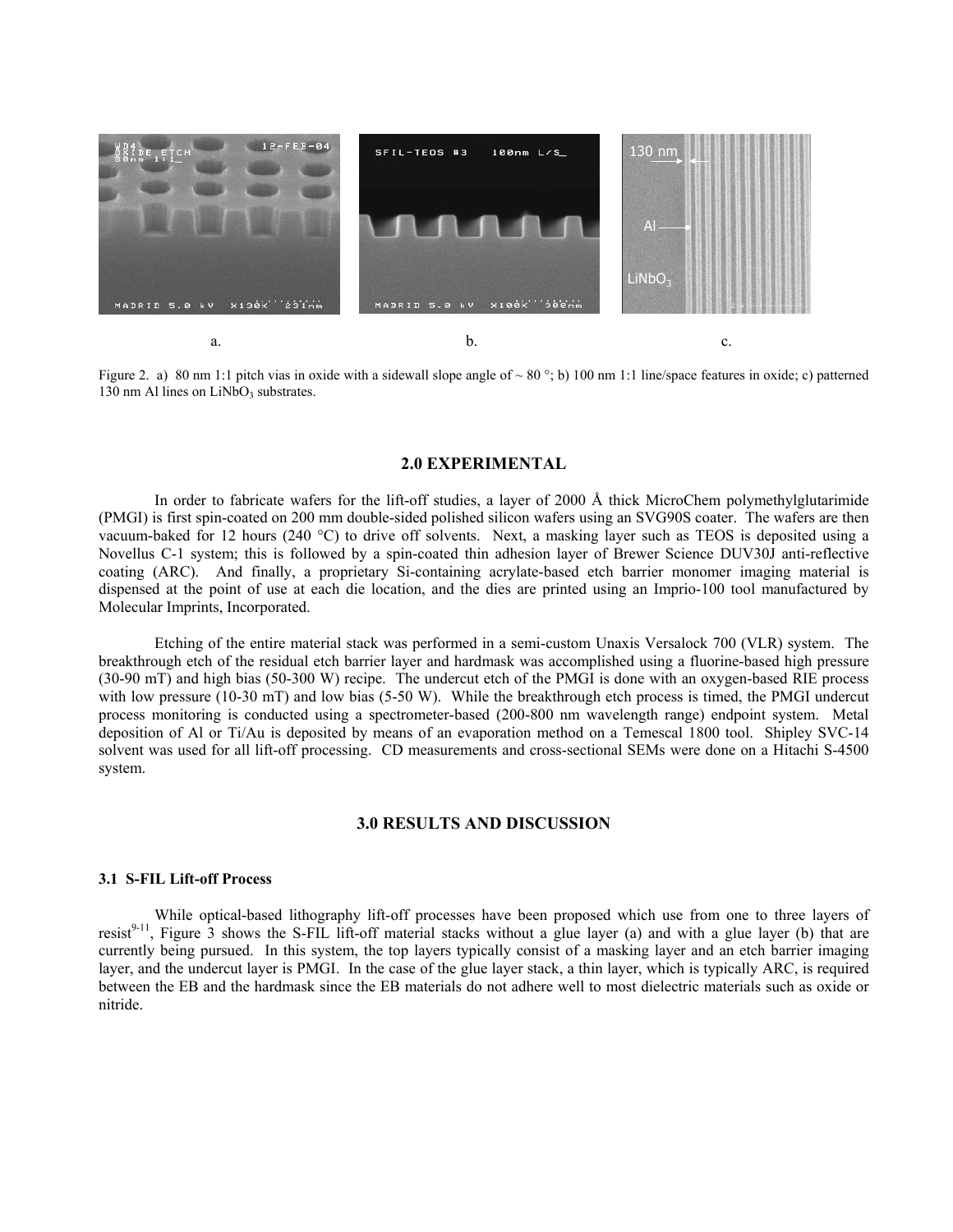a. b. c.

Figure 2. a) 80 nm 1:1 pitch vias in oxide with a sidewall slope angle of ~ 80 °; b) 100 nm 1:1 line/space features in oxide; c) patterned 130 nm Al lines on $LiNbO_3$ substrates.

## 2.0 EXPERIMENTAL

In order to fabricate wafers for the lift-off studies, a layer of 2000 Å thick MicroChem polymethylglutarimide (PMGI) is first spin-coated on 200 mm double-sided polished silicon wafers using an SVG90S coater. The wafers are then vacuum-baked for 12 hours (240 °C) to drive off solvents. Next, a masking layer such as TEOS is deposited using a Novellus C-1 system; this is followed by a spin-coated thin adhesion layer of Brewer Science DUV30J anti-reflective coating (ARC). And finally, a proprietary Si-containing acrylate-based etch barrier monomer imaging material is dispensed at the point of use at each die location, and the dies are printed using an Imprio-100 tool manufactured by Molecular Imprints, Incorporated.

Etching of the entire material stack was performed in a semi-custom Unaxis Versalock 700 (VLR) system. The breakthrough etch of the residual etch barrier layer and hardmask was accomplished using a fluorine-based high pressure (30-90 mT) and high bias (50-300 W) recipe. The undercut etch of the PMGI is done with an oxygen-based RIE process with low pressure (10-30 mT) and low bias (5-50 W). While the breakthrough etch process is timed, the PMGI undercut process monitoring is conducted using a spectrometer-based (200-800 nm wavelength range) endpoint system. Metal deposition of Al or Ti/Au is deposited by means of an evaporation method on a Temescal 1800 tool. Shipley SVC-14 solvent was used for all lift-off processing. CD measurements and cross-sectional SEMs were done on a Hitachi S-4500 system.

## 3.0 RESULTS AND DISCUSSION

### 3.1 S-FIL Lift-off Process

While optical-based lithography lift-off processes have been proposed which use from one to three layers of resist[9-11], Figure 3 shows the S-FIL lift-off material stacks without a glue layer (a) and with a glue layer (b) that are currently being pursued. In this system, the top layers typically consist of a masking layer and an etch barrier imaging layer, and the undercut layer is PMGI. In the case of the glue layer stack, a thin layer, which is typically ARC, is required between the EB and the hardmask since the EB materials do not adhere well to most dielectric materials such as oxide or nitride.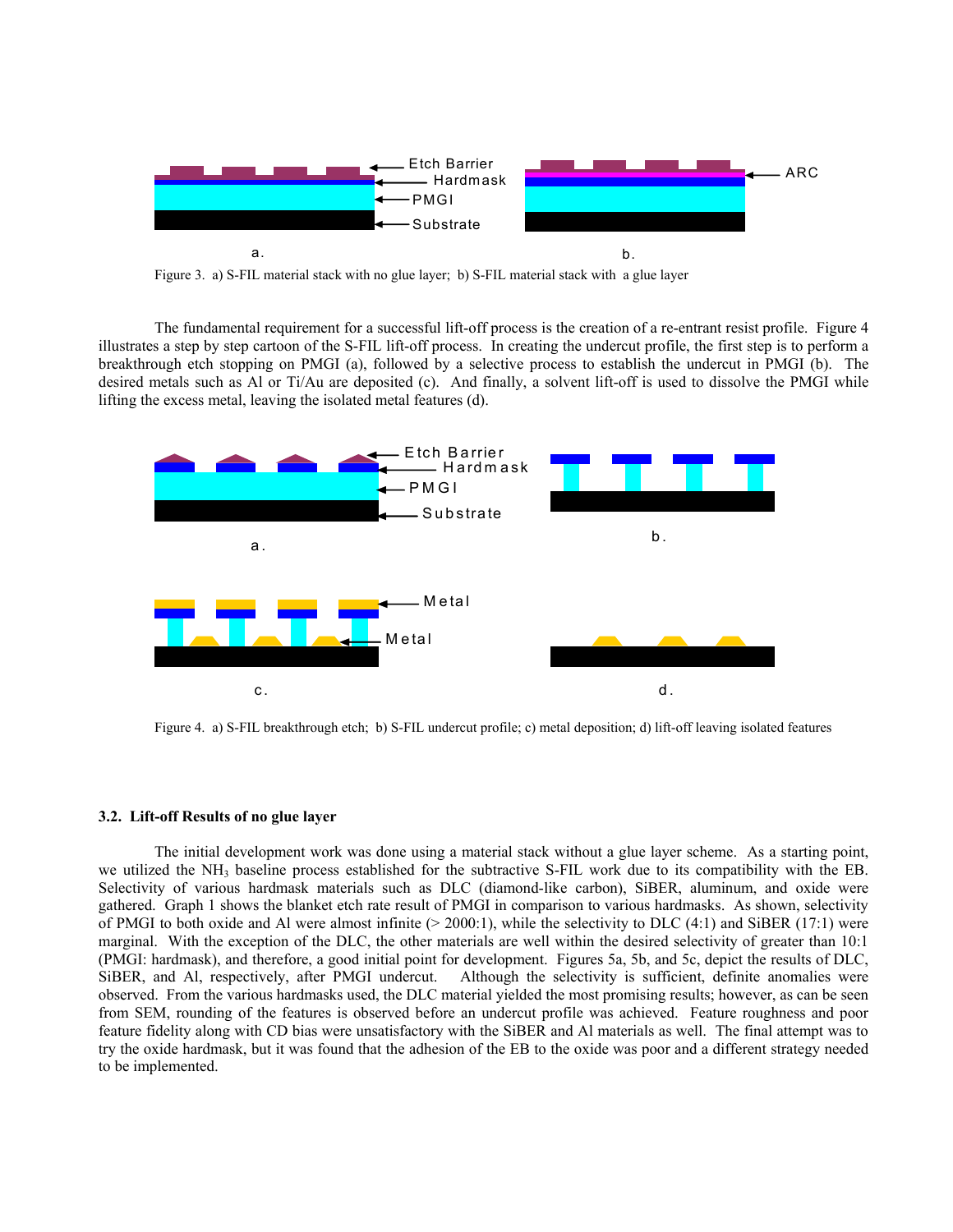Figure 3. a) S-FIL material stack with no glue layer; b) S-FIL material stack with a glue layer

The fundamental requirement for a successful lift-off process is the creation of a re-entrant resist profile. Figure 4 illustrates a step by step cartoon of the S-FIL lift-off process. In creating the undercut profile, the first step is to perform a breakthrough etch stopping on PMGI (a), followed by a selective process to establish the undercut in PMGI (b). The desired metals such as Al or Ti/Au are deposited (c). And finally, a solvent lift-off is used to dissolve the PMGI while lifting the excess metal, leaving the isolated metal features (d).

Figure 4. a) S-FIL breakthrough etch; b) S-FIL undercut profile; c) metal deposition; d) lift-off leaving isolated features

### 3.2. Lift-off Results of no glue layer

The initial development work was done using a material stack without a glue layer scheme. As a starting point, we utilized the $NH_3$ baseline process established for the subtractive S-FIL work due to its compatibility with the EB. Selectivity of various hardmask materials such as DLC (diamond-like carbon), SiBER, aluminum, and oxide were gathered. Graph 1 shows the blanket etch rate result of PMGI in comparison to various hardmasks. As shown, selectivity of PMGI to both oxide and Al were almost infinite (> 2000:1), while the selectivity to DLC (4:1) and SiBER (17:1) were marginal. With the exception of the DLC, the other materials are well within the desired selectivity of greater than 10:1 (PMGI: hardmask), and therefore, a good initial point for development. Figures 5a, 5b, and 5c, depict the results of DLC, SiBER, and Al, respectively, after PMGI undercut. Although the selectivity is sufficient, definite anomalies were observed. From the various hardmasks used, the DLC material yielded the most promising results; however, as can be seen from SEM, rounding of the features is observed before an undercut profile was achieved. Feature roughness and poor feature fidelity along with CD bias were unsatisfactory with the SiBER and Al materials as well. The final attempt was to try the oxide hardmask, but it was found that the adhesion of the EB to the oxide was poor and a different strategy needed to be implemented.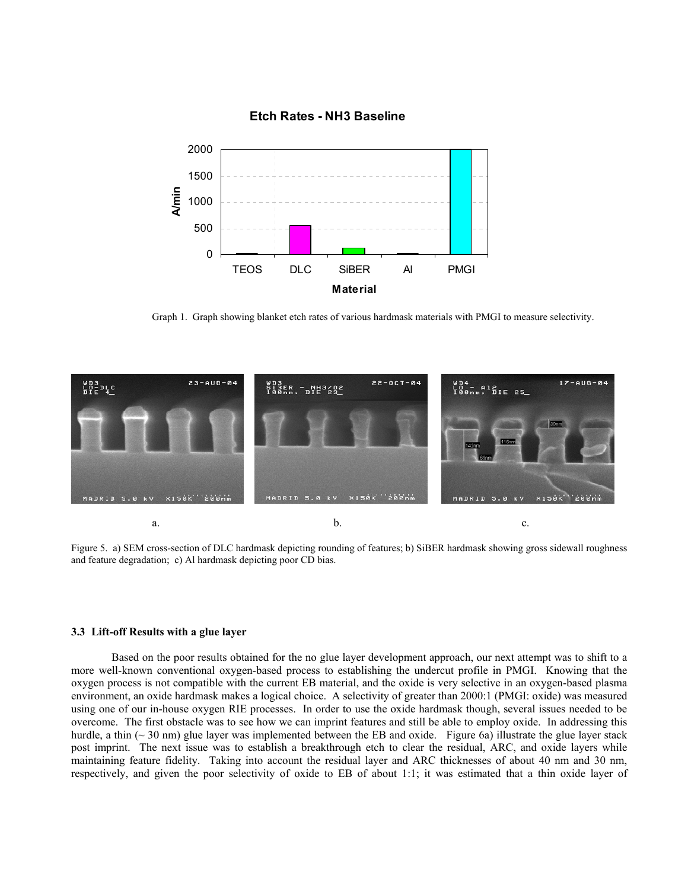Graph 1. Graph showing blanket etch rates of various hardmask materials with PMGI to measure selectivity.

a. b. c.

Figure 5. a) SEM cross-section of DLC hardmask depicting rounding of features; b) SiBER hardmask showing gross sidewall roughness and feature degradation; c) Al hardmask depicting poor CD bias.

### 3.3 Lift-off Results with a glue layer

Based on the poor results obtained for the no glue layer development approach, our next attempt was to shift to a more well-known conventional oxygen-based process to establishing the undercut profile in PMGI. Knowing that the oxygen process is not compatible with the current EB material, and the oxide is very selective in an oxygen-based plasma environment, an oxide hardmask makes a logical choice. A selectivity of greater than 2000:1 (PMGI: oxide) was measured using one of our in-house oxygen RIE processes. In order to use the oxide hardmask though, several issues needed to be overcome. The first obstacle was to see how we can imprint features and still be able to employ oxide. In addressing this hurdle, a thin (~ 30 nm) glue layer was implemented between the EB and oxide. Figure 6a) illustrate the glue layer stack post imprint. The next issue was to establish a breakthrough etch to clear the residual, ARC, and oxide layers while maintaining feature fidelity. Taking into account the residual layer and ARC thicknesses of about 40 nm and 30 nm, respectively, and given the poor selectivity of oxide to EB of about 1:1; it was estimated that a thin oxide layer of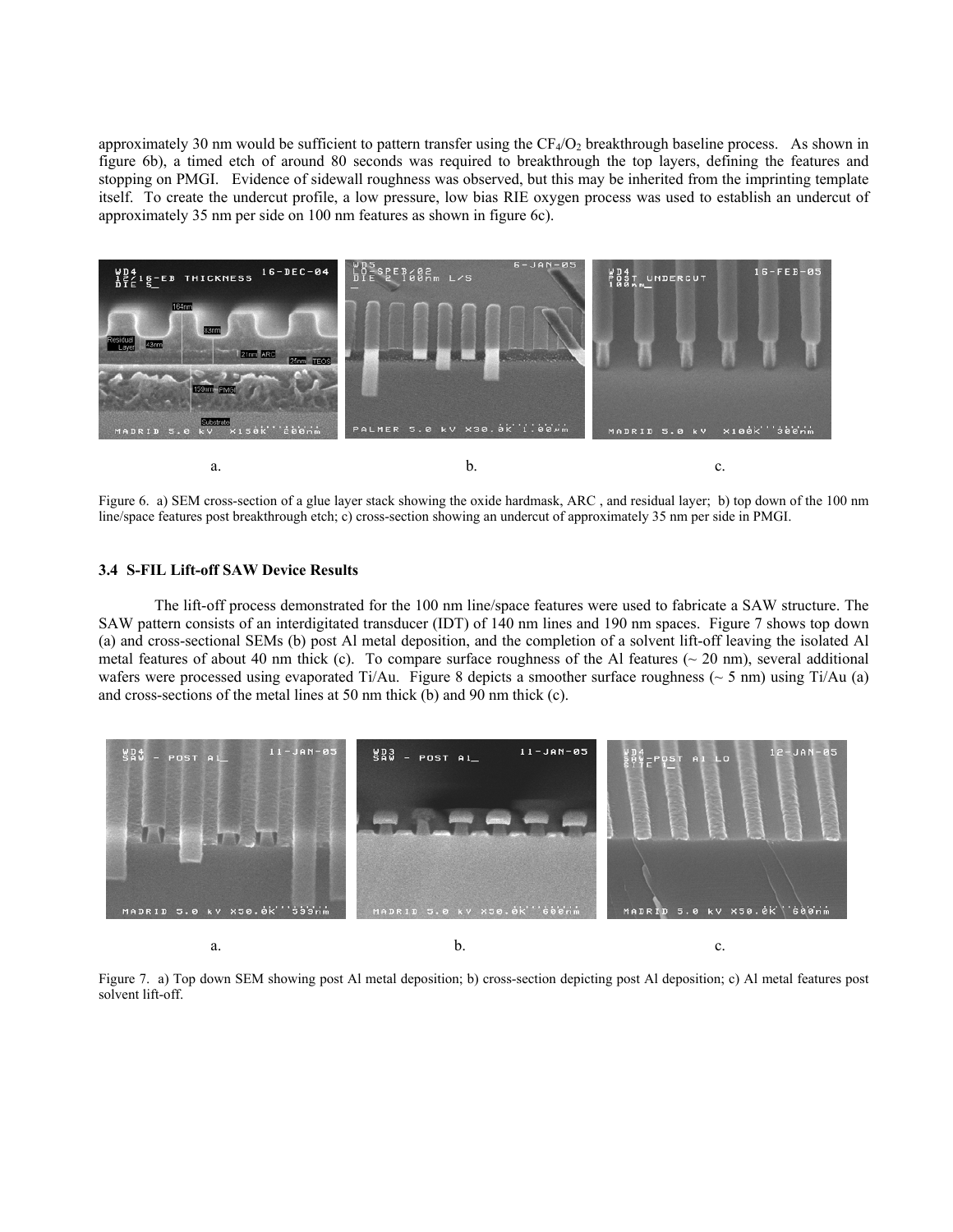approximately 30 nm would be sufficient to pattern transfer using the $CF_4/O_2$ breakthrough baseline process. As shown in figure 6b), a timed etch of around 80 seconds was required to breakthrough the top layers, defining the features and stopping on PMGI. Evidence of sidewall roughness was observed, but this may be inherited from the imprinting template itself. To create the undercut profile, a low pressure, low bias RIE oxygen process was used to establish an undercut of approximately 35 nm per side on 100 nm features as shown in figure 6c).

Figure 6. a) SEM cross-section of a glue layer stack showing the oxide hardmask, ARC , and residual layer; b) top down of the 100 nm line/space features post breakthrough etch; c) cross-section showing an undercut of approximately 35 nm per side in PMGI.

### 3.4 S-FIL Lift-off SAW Device Results

The lift-off process demonstrated for the 100 nm line/space features were used to fabricate a SAW structure. The SAW pattern consists of an interdigitated transducer (IDT) of 140 nm lines and 190 nm spaces. Figure 7 shows top down (a) and cross-sectional SEMs (b) post Al metal deposition, and the completion of a solvent lift-off leaving the isolated Al metal features of about 40 nm thick (c). To compare surface roughness of the Al features (~ 20 nm), several additional wafers were processed using evaporated Ti/Au. Figure 8 depicts a smoother surface roughness (~ 5 nm) using Ti/Au (a) and cross-sections of the metal lines at 50 nm thick (b) and 90 nm thick (c).

Figure 7. a) Top down SEM showing post Al metal deposition; b) cross-section depicting post Al deposition; c) Al metal features post solvent lift-off.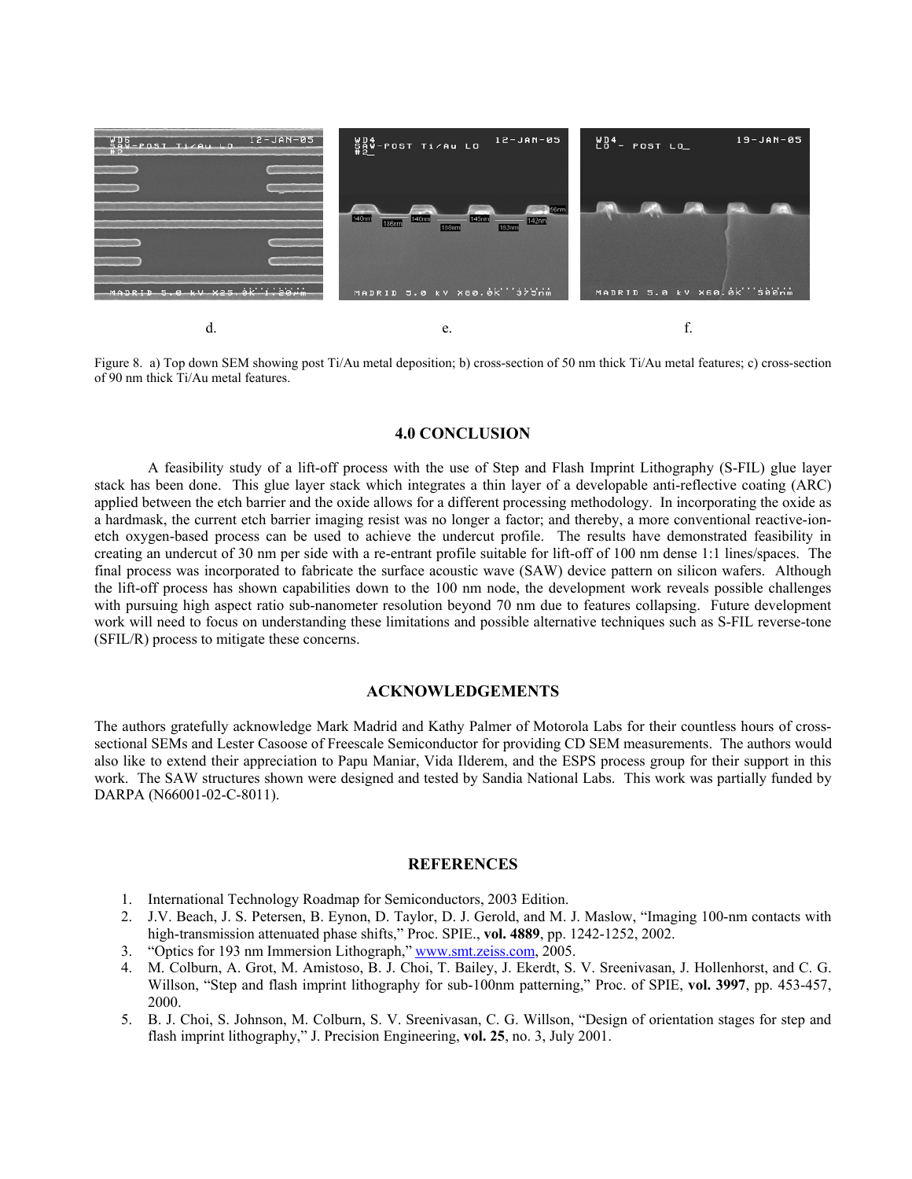d. e. f.

Figure 8. a) Top down SEM showing post Ti/Au metal deposition; b) cross-section of 50 nm thick Ti/Au metal features; c) cross-section of 90 nm thick Ti/Au metal features.

## 4.0 CONCLUSION

A feasibility study of a lift-off process with the use of Step and Flash Imprint Lithography (S-FIL) glue layer stack has been done. This glue layer stack which integrates a thin layer of a developable anti-reflective coating (ARC) applied between the etch barrier and the oxide allows for a different processing methodology. In incorporating the oxide as a hardmask, the current etch barrier imaging resist was no longer a factor; and thereby, a more conventional reactive-ion-etch oxygen-based process can be used to achieve the undercut profile. The results have demonstrated feasibility in creating an undercut of 30 nm per side with a re-entrant profile suitable for lift-off of 100 nm dense 1:1 lines/spaces. The final process was incorporated to fabricate the surface acoustic wave (SAW) device pattern on silicon wafers. Although the lift-off process has shown capabilities down to the 100 nm node, the development work reveals possible challenges with pursuing high aspect ratio sub-nanometer resolution beyond 70 nm due to features collapsing. Future development work will need to focus on understanding these limitations and possible alternative techniques such as S-FIL reverse-tone (SFIL/R) process to mitigate these concerns.

## ACKNOWLEDGEMENTS

The authors gratefully acknowledge Mark Madrid and Kathy Palmer of Motorola Labs for their countless hours of cross-sectional SEMs and Lester Casoose of Freescale Semiconductor for providing CD SEM measurements. The authors would also like to extend their appreciation to Papu Maniar, Vida Ilderem, and the ESPS process group for their support in this work. The SAW structures shown were designed and tested by Sandia National Labs. This work was partially funded by DARPA (N66001-02-C-8011).

## REFERENCES

1. International Technology Roadmap for Semiconductors, 2003 Edition.
2. J.V. Beach, J. S. Petersen, B. Eynon, D. Taylor, D. J. Gerold, and M. J. Maslow, "Imaging 100-nm contacts with high-transmission attenuated phase shifts," Proc. SPIE., **vol. 4889**, pp. 1242-1252, 2002.
3. "Optics for 193 nm Immersion Lithograph," www.smt.zeiss.com, 2005.
4. M. Colburn, A. Grot, M. Amistoso, B. J. Choi, T. Bailey, J. Ekerdt, S. V. Sreenivasan, J. Hollenhorst, and C. G. Willson, "Step and flash imprint lithography for sub-100nm patterning," Proc. of SPIE, **vol. 3997**, pp. 453-457, 2000.
5. B. J. Choi, S. Johnson, M. Colburn, S. V. Sreenivasan, C. G. Willson, "Design of orientation stages for step and flash imprint lithography," J. Precision Engineering, **vol. 25**, no. 3, July 2001.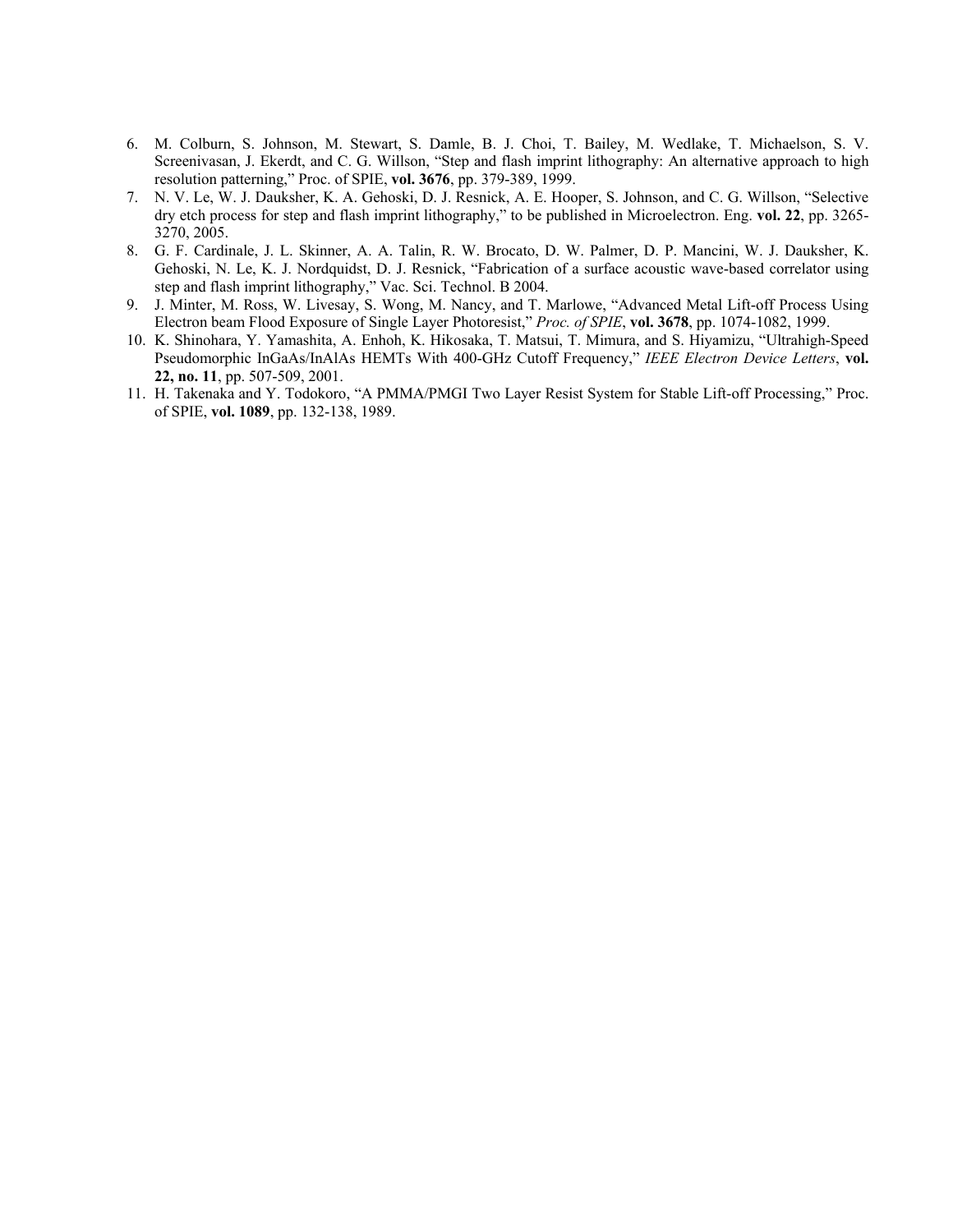6. M. Colburn, S. Johnson, M. Stewart, S. Damle, B. J. Choi, T. Bailey, M. Wedlake, T. Michaelson, S. V. Screenivasan, J. Ekerdt, and C. G. Willson, "Step and flash imprint lithography: An alternative approach to high resolution patterning," Proc. of SPIE, **vol. 3676**, pp. 379-389, 1999.
7. N. V. Le, W. J. Dauksher, K. A. Gehoski, D. J. Resnick, A. E. Hooper, S. Johnson, and C. G. Willson, "Selective dry etch process for step and flash imprint lithography," to be published in Microelectron. Eng. **vol. 22**, pp. 3265-3270, 2005.
8. G. F. Cardinale, J. L. Skinner, A. A. Talin, R. W. Brocato, D. W. Palmer, D. P. Mancini, W. J. Dauksher, K. Gehoski, N. Le, K. J. Nordquidst, D. J. Resnick, "Fabrication of a surface acoustic wave-based correlator using step and flash imprint lithography," Vac. Sci. Technol. B 2004.
9. J. Minter, M. Ross, W. Livesay, S. Wong, M. Nancy, and T. Marlowe, "Advanced Metal Lift-off Process Using Electron beam Flood Exposure of Single Layer Photoresist," *Proc. of SPIE*, **vol. 3678**, pp. 1074-1082, 1999.
10. K. Shinohara, Y. Yamashita, A. Enhoh, K. Hikosaka, T. Matsui, T. Mimura, and S. Hiyamizu, "Ultrahigh-Speed Pseudomorphic InGaAs/InAlAs HEMTs With 400-GHz Cutoff Frequency," *IEEE Electron Device Letters*, **vol. 22, no. 11**, pp. 507-509, 2001.
11. H. Takenaka and Y. Todokoro, "A PMMA/PMGI Two Layer Resist System for Stable Lift-off Processing," Proc. of SPIE, **vol. 1089**, pp. 132-138, 1989.